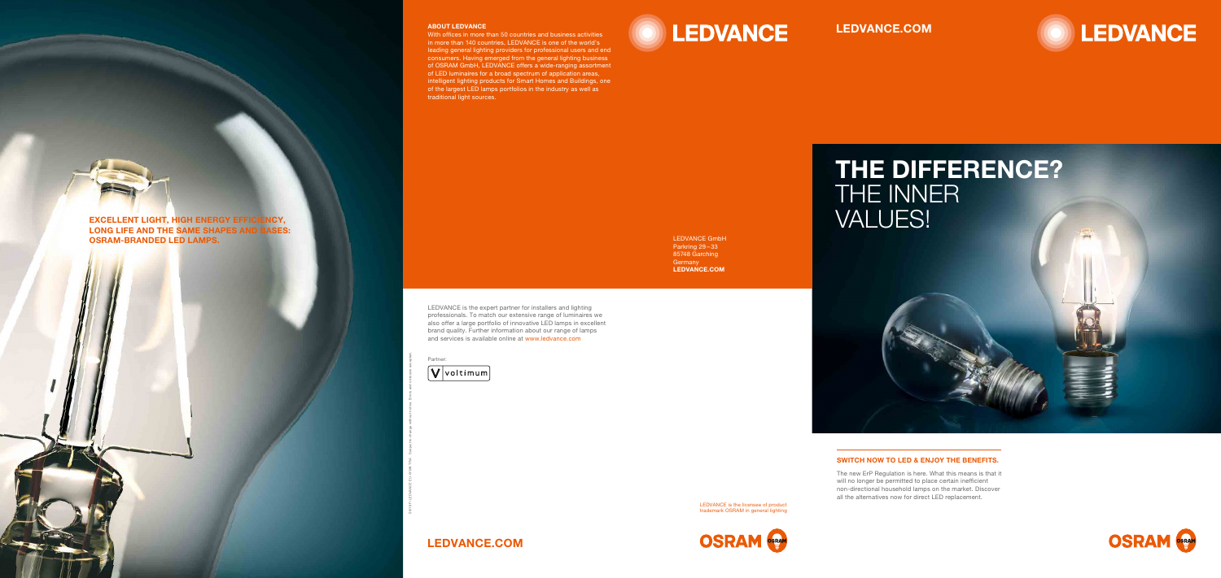**EXCELLENT LIGHT, HIGH ENERGY EFFICIENCY, LONG LIFE AND THE SAME SHAPES AND BASES: OSRAM-BRANDED LED LAMPS.**

**ABOUT LEDVANCE**

With offices in more than 50 countries and business activities in more than 140 countries, LEDVANCE is one of the world's leading general lighting providers for professional users and end consumers. Having emerged from the general lighting business of OSRAM GmbH, LEDVANCE offers a wide-ranging assortment of LED luminaires for a broad spectrum of application areas, intelligent lighting products for Smart Homes and Buildings, one of the largest LED lamps portfolios in the industry as well as traditional light sources.

LEDVANCE

LEDVANCE GmbH
Parkring 29–33
85748 Garching
Germany
**LEDVANCE.COM**

LEDVANCE is the expert partner for installers and lighting professionals. To match our extensive range of luminaires we also offer a large portfolio of innovative LED lamps in excellent brand quality. Further information about our range of lamps and services is available online at www.ledvance.com

Partner:

voltimum

LEDVANCE is the licensee of product trademark OSRAM in general lighting

OSRAM

**LEDVANCE.COM**

**LEDVANCE.COM**

LEDVANCE

# THE DIFFERENCE? THE INNER VALUES!

**SWITCH NOW TO LED & ENJOY THE BENEFITS.**

The new ErP Regulation is here. What this means is that it will no longer be permitted to place certain inefficient non-directional household lamps on the market. Discover all the alternatives now for direct LED replacement.

OSRAM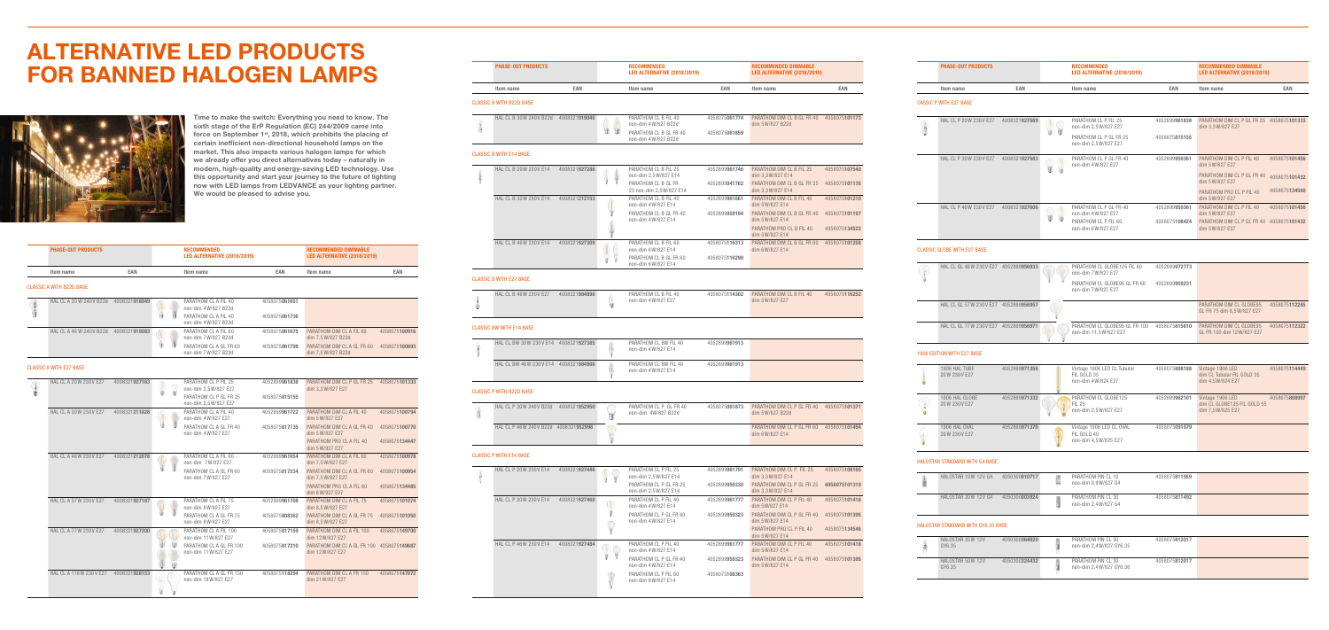# ALTERNATIVE LED PRODUCTS FOR BANNED HALOGEN LAMPS

Time to make the switch: Everything you need to know. The sixth stage of the ErP Regulation (EC) 244/2009 came into force on September 1st, 2018, which prohibits the placing of certain inefficient non-directional household lamps on the market. This also impacts various halogen lamps for which we already offer you direct alternatives today – naturally in modern, high-quality and energy-saving LED technology. Use this opportunity and start your journey to the future of lighting now with LED lamps from LEDVANCE as your lighting partner. We would be pleased to advise you.

| PHASE-OUT PRODUCTS | | RECOMMENDED LED ALTERNATIVE (2018/2019) | | RECOMMENDED DIMMABLE LED ALTERNATIVE (2018/2019) | |
|---|---|---|---|---|---|
| Item name | EAN | Item name | EAN | Item name | EAN |
| **CLASSIC A WITH B22D BASE** | | | | | |
| HAL CL A 30 W 240 V B22d | 4008321918949 | PARATHOM CL A FIL 40 non-dim 4 W/827 B22d | 4058075061651 | | |
| | | PARATHOM CL A GL FR 40 non-dim 4 W/827 B22d | 4058075061736 | | |
| HAL CL A 46 W 240 V B22d | 4008321919083 | PARATHOM CL A FIL 60 non-dim 7 W/827 B22d | 4058075061675 | PARATHOM DIM CL A FIL 60 dim 7,5 W/827 B22d | 4058075100916 |
| | | PARATHOM CL A GL FR 60 non-dim 7 W/827 B22d | 4058075061798 | PARATHOM DIM CL A GL FR 60 dim 7,5 W/827 B22d | 4058075100893 |
| **CLASSIC A WITH E27 BASE** | | | | | |
| HAL CL A 20 W 230 V E27 | 4008321927163 | PARATHOM CL A FIL 25 non-dim 2,5 W/827 E27 | 4052899961838 | PARATHOM DIM CL P GL FR 25 dim 3,3 W/827 E27 | 4058075101333 |
| | | PARATHOM CL P GL FR 25 non-dim 2,5 W/827 E27 | 4058075815155 | | |
| HAL CL A 30 W 230 V E27 | 4008321211828 | PARATHOM CL A FIL 40 non-dim 4 W/827 E27 | 4052899961722 | PARATHOM DIM CL A FIL 40 dim 5 W/827 E27 | 4058075100794 |
| | | PARATHOM CL A GL FR 40 non-dim 4 W/827 E27 | 4058075817135 | PARATHOM DIM CL A GL FR 40 dim 5 W/827 E27 | 4058075100770 |
| | | | | PARATHOM PRO CL A FIL 40 dim 5 W/927 E27 | 4058075134447 |
| HAL CL A 46 W 230 V E27 | 4008321212078 | PARATHOM CL A FIL 60 non-dim 7 W/827 E27 | 4052899961654 | PARATHOM DIM CL A FIL 60 dim 7,5 W/827 E27 | 4058075100978 |
| | | PARATHOM CL A GL FR 60 non-dim 7 W/827 E27 | 4058075817234 | PARATHOM DIM CL A GL FR 60 dim 7,5 W/827 E27 | 4058075100954 |
| | | | | PARATHOM PRO CL A FIL 60 dim 8 W/927 E27 | 4058075134485 |
| HAL CL A 57 W 230 V E27 | 4008321927187 | PARATHOM CL A FIL 75 non-dim 8 W/827 E27 | 4052899961708 | PARATHOM DIM CL A FIL 75 dim 8,5 W/827 E27 | 4058075101074 |
| | | PARATHOM CL A GL FR 75 non-dim 8 W/827 E27 | 4058075808362 | PARATHOM DIM CL A GL FR 75 dim 8,5 W/827 E27 | 4058075101050 |
| HAL CL A 77 W 230 V E27 | 4008321927200 | PARATHOM CL A FIL 100 non-dim 11 W/827 E27 | 4058075817159 | PARATHOM DIM CL A FIL 100 dim 12 W/827 E27 | 4058075149700 |
| | | PARATHOM CL A GL FR 100 non-dim 11 W/827 E27 | 4058075817210 | PARATHOM DIM CL A GL FR 100 dim 12 W/827 E27 | 4058075149687 |
| HAL CL A 116 W 230 V E27 | 4008321928153 | PARATHOM CL A GL FR 150 non-dim 18 W/827 E27 | 4058075118294 | PARATHOM DIM CL A GL FR 150 dim 21 W/827 E27 | 4058075147072 |

| PHASE-OUT PRODUCTS | | RECOMMENDED LED ALTERNATIVE (2018/2019) | | RECOMMENDED DIMMABLE LED ALTERNATIVE (2018/2019) | |
|---|---|---|---|---|---|
| Item name | EAN | Item name | EAN | Item name | EAN |
| **CLASSIC B WITH B22D BASE** | | | | | |
| HAL CL B 30 W 240 V B22d | 4008321919045 | PARATHOM CL B FIL 40 non-dim 4 W/827 B22d | 4058075061774 | PARATHOM DIM CL B GL FR 40 dim 5 W/827 B22d | 4058075101173 |
| | | PARATHOM CL B GL FR 40 non-dim 4 W/827 B22d | 4058075061859 | | |
| **CLASSIC B WITH E14 BASE** | | | | | |
| HAL CL B 20 W 230 V E14 | 4008321927286 | PARATHOM CL B FIL 25 non-dim 2,5 W/827 E14 | 4052899961746 | PARATHOM DIM CL B FIL 25 dim 3,3 W/827 E14 | 4058075107540 |
| | | PARATHOM CL B GL FR 25 non-dim 2,5 W/827 E14 | 4052899941762 | PARATHOM DIM CL B GL FR 25 dim 3,3 W/827 E14 | 4058075101135 |
| HAL CL B 30 W 230 V E14 | 4008321212153 | PARATHOM CL B FIL 40 non-dim 4 W/827 E14 | 4052899961661 | PARATHOM DIM CL B FIL 40 dim 5 W/827 E14 | 4058075101210 |
| | | PARATHOM CL B GL FR 40 non-dim 4 W/827 E14 | 4052899959194 | PARATHOM DIM CL B GL FR 40 dim 5 W/827 E14 | 4058075101197 |
| | | | | PARATHOM PRO CL B FIL 40 dim 5 W/927 E14 | 4058075134522 |
| HAL CL B 46 W 230 V E14 | 4008321927309 | PARATHOM CL B FIL 60 non-dim 6 W/827 E14 | 4058075116313 | PARATHOM DIM CL B GL FR 60 dim 6 W/827 E14 | 4058075101258 |
| | | PARATHOM CL B GL FR 60 non-dim 6 W/827 E14 | 4058075116290 | | |
| **CLASSIC B WITH E27 BASE** | | | | | |
| HAL CL B 46 W 230 V E27 | 4008321984890 | PARATHOM CL B FIL 40 non-dim 4 W/827 E27 | 4058075114302 | PARATHOM DIM CL B FIL 40 dim 5 W/827 E27 | 4058075116252 |
| **CLASSIC BW WITH E14 BASE** | | | | | |
| HAL CL BW 30 W 230 V E14 | 4008321927385 | PARATHOM CL BW FIL 40 non-dim 4 W/827 E14 | 4052899961913 | | |
| HAL CL BW 46 W 230 V E14 | 4008321984906 | PARATHOM CL BW FIL 40 non-dim 4 W/827 E14 | 4052899961913 | | |
| **CLASSIC P WITH B22D BASE** | | | | | |
| HAL CL P 30 W 240 V B22d | 4008321952950 | PARATHOM CL P GL FR 40 non-dim 4 W/827 B22d | 4058075061873 | PARATHOM DIM CL P GL FR 40 dim 5 W/827 B22d | 4058075101371 |
| HAL CL P 46 W 240 V B22d | 4008321952998 | | | PARATHOM DIM CL P GL FR 60 dim 6 W/827 E14 | 4058075101494 |
| **CLASSIC P WITH E14 BASE** | | | | | |
| HAL CL P 20 W 230 V E14 | 4008321927446 | PARATHOM CL P FIL 25 non-dim 2,5 W/827 E14 | 4052899961791 | PARATHOM DIM CL P FIL 25 dim 3,3 W/827 E14 | 4058075108165 |
| | | PARATHOM CL P GL FR 25 non-dim 2,5 W/827 E14 | 4052899959330 | PARATHOM DIM CL P GL FR 25 dim 3,3 W/827 E14 | 4058075101319 |
| HAL CL P 30 W 230 V E14 | 4008321927460 | PARATHOM CL P FIL 40 non-dim 4 W/827 E14 | 4052899961777 | PARATHOM DIM CL P FIL 40 dim 5 W/827 E14 | 4058075101418 |
| | | PARATHOM CL P GL FR 40 non-dim 4 W/827 E14 | 4052899959323 | PARATHOM DIM CL P GL FR 40 dim 5 W/827 E14 | 4058075101395 |
| | | | | PARATHOM PRO CL P FIL 40 dim 5 W/927 E14 | 4058075134546 |
| HAL CL P 46 W 230 V E14 | 4008321927484 | PARATHOM CL P FIL 40 non-dim 4 W/827 E14 | 4052899961777 | PARATHOM DIM CL P FIL 40 dim 5 W/827 E14 | 4058075101418 |
| | | PARATHOM CL P GL FR 40 non-dim 4 W/827 E14 | 4052899959323 | PARATHOM DIM CL P GL FR 40 dim 5 W/827 E14 | 4058075101395 |
| | | PARATHOM CL P FIL 60 non-dim 6 W/827 E14 | 4058075108363 | | |

| PHASE-OUT PRODUCTS | | RECOMMENDED LED ALTERNATIVE (2018/2019) | | RECOMMENDED DIMMABLE LED ALTERNATIVE (2018/2019) | |
|---|---|---|---|---|---|
| Item name | EAN | Item name | EAN | Item name | EAN |
| **CASSIC P WITH E27 BASE** | | | | | |
| HAL CL P 20 W 230 V E27 | 4008321927569 | PARATHOM CL P FIL 25 non-dim 2,5 W/827 E27 | 4052899961838 | PARATHOM DIM CL P GL FR 25 dim 3,3 W/827 E27 | 4058075101333 |
| | | PARATHOM CL P GL FR 25 non-dim 2,5 W/827 E27 | 4058075815155 | | |
| HAL CL P 30 W 230 V E27 | 4008321927583 | PARATHOM CL P GL FR 40 non-dim 4 W/827 E27 | 4052899959361 | PARATHOM DIM CL P FIL 40 dim 5 W/827 E27 | 4058075101456 |
| | | | | PARATHOM DIM CL P GL FR 40 dim 5 W/827 E27 | 4058075101432 |
| | | | | PARATHOM PRO CL P FIL 40 dim 5 W/927 E27 | 4058075134560 |
| HAL CL P 46 W 230 V E27 | 4008321927606 | PARATHOM CL P GL FR 40 non-dim 4 W/827 E27 | 4052899959361 | PARATHOM DIM CL P FIL 40 dim 5 W/827 E27 | 4058075101456 |
| | | PARATHOM CL P FIL 60 non-dim 6 W/827 E27 | 4058075108424 | PARATHOM DIM CL P GL FR 40 dim 5 W/827 E27 | 4058075101432 |
| **CLASSIC GLOBE WITH E27 BASE** | | | | | |
| HAL CL GL 46 W 230 V E27 | 4052899956933 | PARATHOM CL GLOBE125 FIL 60 non-dim 7 W/827 E27 | 4052899972773 | | |
| | | PARATHOM CL GLOBE95 GL FR 60 non-dim 7 W/827 E27 | 4052899959231 | | |
| HAL CL GL 57 W 230 V E27 | 4052899956957 | | | PARATHOM DIM CL GLOBE95 GL FR 75 dim 8,5 W/827 E27 | 4058075112285 |
| HAL CL GL 77 W 230 V E27 | 4052899956971 | PARATHOM CL GLOBE95 GL FR 100 non-dim 11,5 W/827 E27 | 4058075815810 | PARATHOM DIM CL GLOBE95 GL FR 100 dim 12 W/827 E27 | 4058075112322 |
| **1906 EDITION WITH E27 BASE** | | | | | |
| 1906 HAL TUBE 20 W 230 V E27 | 4052899971356 | Vintage 1906 LED CL Tubular FIL GOLD 35 non-dim 4 W/824 E27 | 4058075808188 | Vintage 1906 LED dim CL Tubular FIL GOLD 35 dim 4,5 W/824 E27 | 4058075114449 |
| 1906 HAL GLOBE 20 W 230 V E27 | 4052899971332 | PARATHOM CL GLOBE125 FIL 25 non-dim 2,5 W/827 E27 | 4052899962101 | Vintage 1906 LED dim CL GLOBE125 FIL GOLD 55 dim 7,5 W/825 E27 | 4058075808997 |
| 1906 HAL OVAL 20 W 230 V E27 | 4052899971370 | Vintage 1906 LED CL OVAL FIL GOLD 40 non-dim 4,5 W/825 E27 | 4058075091979 | | |
| **HALOSTAR STANDARD WITH G4 BASE** | | | | | |
| HALOSTAR 10 W 12 V G4 | 4050300010717 | PARATHOM PIN CL 10 non-dim 0,9 W/827 G4 | 4058075811959 | | |
| HALOSTAR 20 W 12 V G4 | 4050300008929 | PARATHOM PIN CL 20 non-dim 2,4 W/827 G4 | 4058075811492 | | |
| **HALOSTAR STANDARD WITH GY6.35 BASE** | | | | | |
| HALOSTAR 35 W 12 V GY6.35 | 4050300364629 | PARATHOM PIN CL 30 non-dim 2,4 W/827 GY6.35 | 4058075812017 | | |
| HALOSTAR 50 W 12 V GY6.35 | 4050300324432 | PARATHOM PIN CL 30 non-dim 2,4 W/827 GY6.36 | 4058075812017 | | |